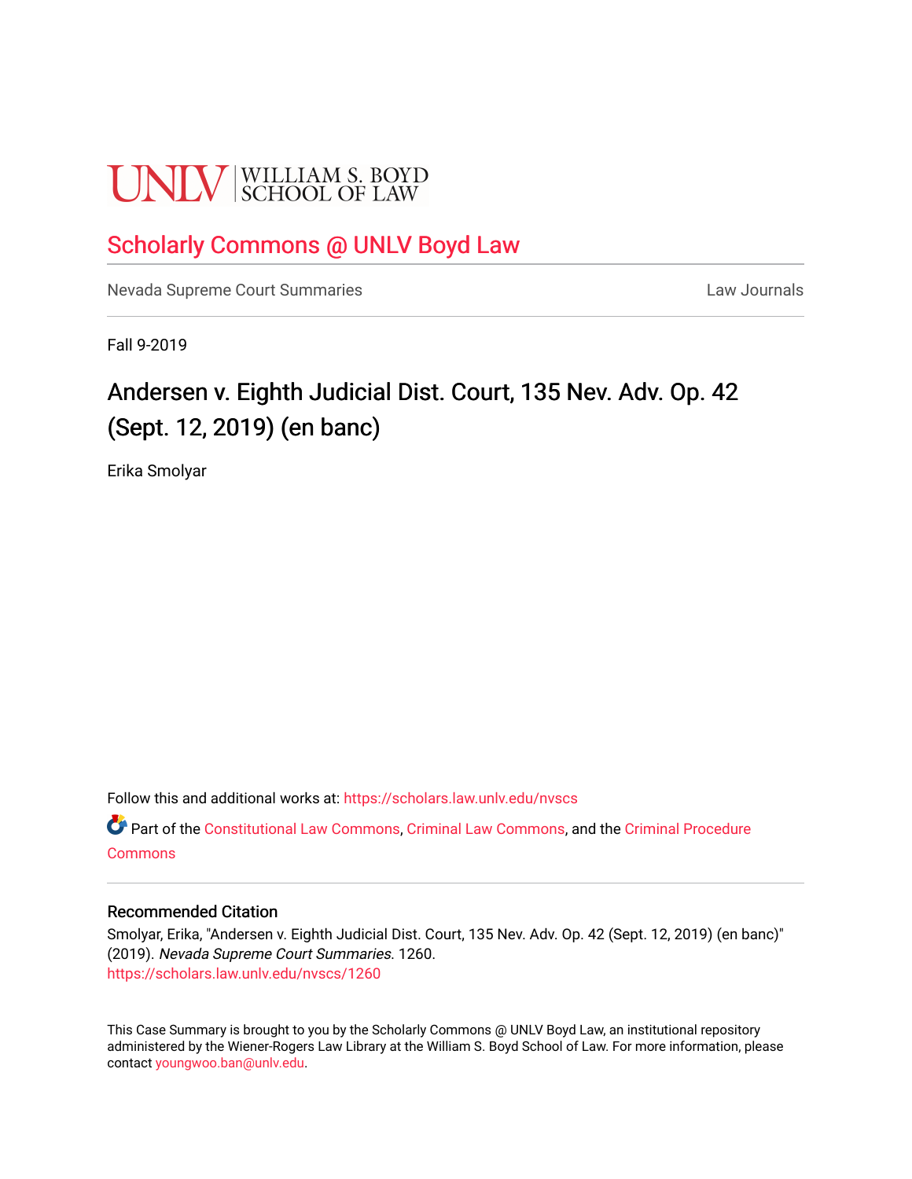UNLV | WILLIAM S. BOYD SCHOOL OF LAW

# Scholarly Commons @ UNLV Boyd Law

Nevada Supreme Court Summaries

Law Journals

Fall 9-2019

## Andersen v. Eighth Judicial Dist. Court, 135 Nev. Adv. Op. 42 (Sept. 12, 2019) (en banc)

Erika Smolyar

Follow this and additional works at: https://scholars.law.unlv.edu/nvscs

Part of the Constitutional Law Commons, Criminal Law Commons, and the Criminal Procedure Commons

### Recommended Citation

Smolyar, Erika, "Andersen v. Eighth Judicial Dist. Court, 135 Nev. Adv. Op. 42 (Sept. 12, 2019) (en banc)" (2019). *Nevada Supreme Court Summaries*. 1260.
https://scholars.law.unlv.edu/nvscs/1260

This Case Summary is brought to you by the Scholarly Commons @ UNLV Boyd Law, an institutional repository administered by the Wiener-Rogers Law Library at the William S. Boyd School of Law. For more information, please contact youngwoo.ban@unlv.edu.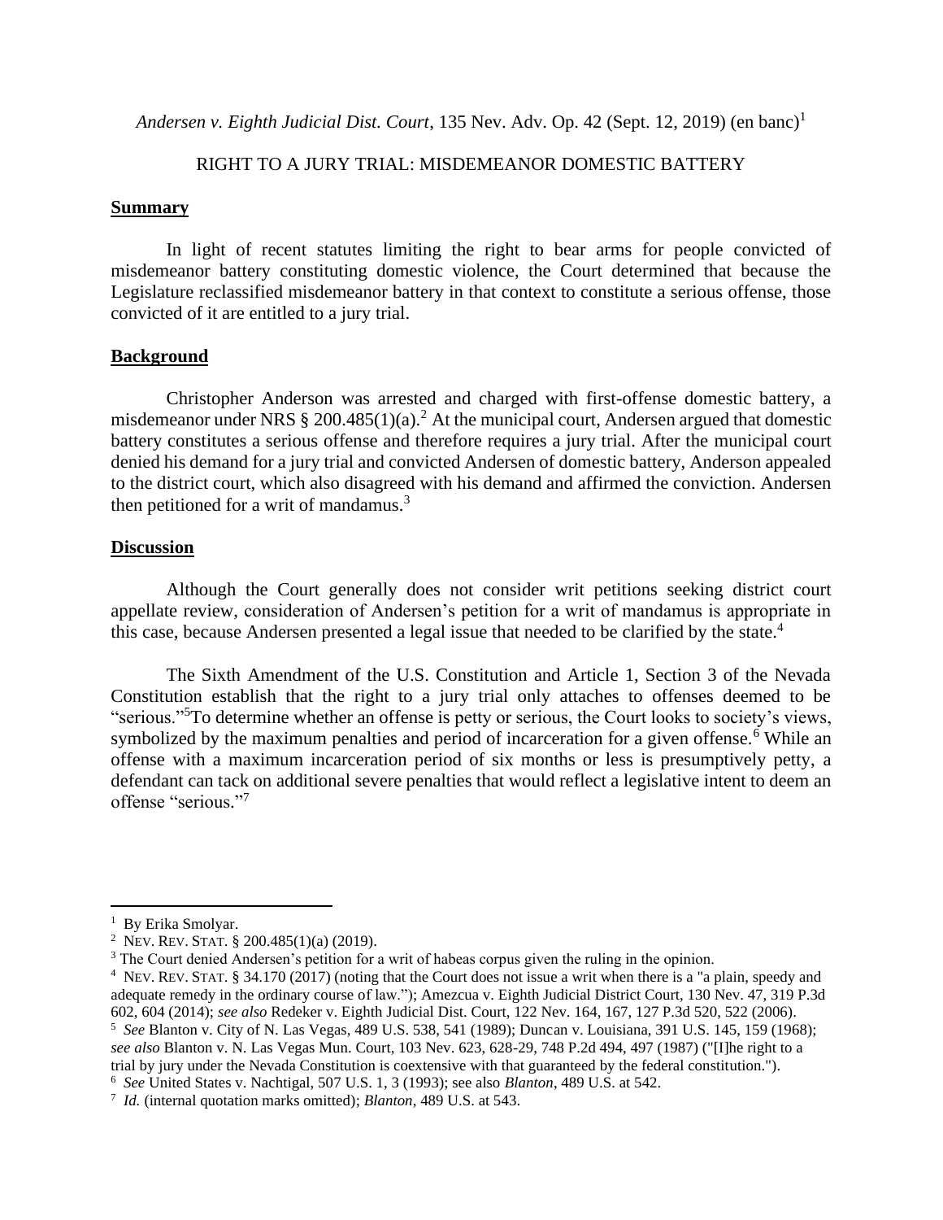*Andersen v. Eighth Judicial Dist. Court*, 135 Nev. Adv. Op. 42 (Sept. 12, 2019) (en banc)[1]

RIGHT TO A JURY TRIAL: MISDEMEANOR DOMESTIC BATTERY

## Summary

In light of recent statutes limiting the right to bear arms for people convicted of misdemeanor battery constituting domestic violence, the Court determined that because the Legislature reclassified misdemeanor battery in that context to constitute a serious offense, those convicted of it are entitled to a jury trial.

## Background

Christopher Anderson was arrested and charged with first-offense domestic battery, a misdemeanor under NRS § 200.485(1)(a).[2] At the municipal court, Andersen argued that domestic battery constitutes a serious offense and therefore requires a jury trial. After the municipal court denied his demand for a jury trial and convicted Andersen of domestic battery, Anderson appealed to the district court, which also disagreed with his demand and affirmed the conviction. Andersen then petitioned for a writ of mandamus.[3]

## Discussion

Although the Court generally does not consider writ petitions seeking district court appellate review, consideration of Andersen's petition for a writ of mandamus is appropriate in this case, because Andersen presented a legal issue that needed to be clarified by the state.[4]

The Sixth Amendment of the U.S. Constitution and Article 1, Section 3 of the Nevada Constitution establish that the right to a jury trial only attaches to offenses deemed to be "serious."[5]To determine whether an offense is petty or serious, the Court looks to society's views, symbolized by the maximum penalties and period of incarceration for a given offense.[6] While an offense with a maximum incarceration period of six months or less is presumptively petty, a defendant can tack on additional severe penalties that would reflect a legislative intent to deem an offense "serious."[7]

---

[1] By Erika Smolyar.

[2] NEV. REV. STAT. § 200.485(1)(a) (2019).

[3] The Court denied Andersen's petition for a writ of habeas corpus given the ruling in the opinion.

[4] NEV. REV. STAT. § 34.170 (2017) (noting that the Court does not issue a writ when there is a "a plain, speedy and adequate remedy in the ordinary course of law."); Amezcua v. Eighth Judicial District Court, 130 Nev. 47, 319 P.3d 602, 604 (2014); *see also* Redeker v. Eighth Judicial Dist. Court, 122 Nev. 164, 167, 127 P.3d 520, 522 (2006).

[5] *See* Blanton v. City of N. Las Vegas, 489 U.S. 538, 541 (1989); Duncan v. Louisiana, 391 U.S. 145, 159 (1968); *see also* Blanton v. N. Las Vegas Mun. Court, 103 Nev. 623, 628-29, 748 P.2d 494, 497 (1987) ("[I]he right to a trial by jury under the Nevada Constitution is coextensive with that guaranteed by the federal constitution.").

[6] *See* United States v. Nachtigal, 507 U.S. 1, 3 (1993); see also *Blanton*, 489 U.S. at 542.

[7] *Id.* (internal quotation marks omitted); *Blanton*, 489 U.S. at 543.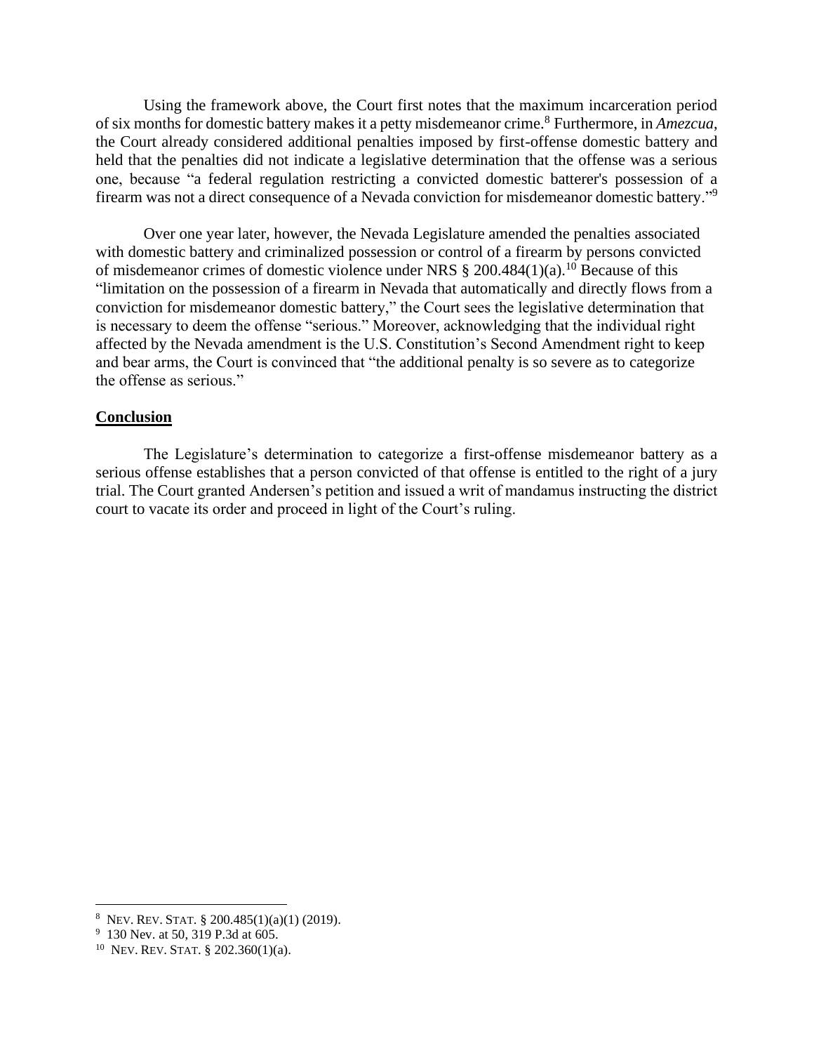Using the framework above, the Court first notes that the maximum incarceration period of six months for domestic battery makes it a petty misdemeanor crime.[8] Furthermore, in *Amezcua*, the Court already considered additional penalties imposed by first-offense domestic battery and held that the penalties did not indicate a legislative determination that the offense was a serious one, because "a federal regulation restricting a convicted domestic batterer's possession of a firearm was not a direct consequence of a Nevada conviction for misdemeanor domestic battery."[9]

Over one year later, however, the Nevada Legislature amended the penalties associated with domestic battery and criminalized possession or control of a firearm by persons convicted of misdemeanor crimes of domestic violence under NRS § 200.484(1)(a).[10] Because of this "limitation on the possession of a firearm in Nevada that automatically and directly flows from a conviction for misdemeanor domestic battery," the Court sees the legislative determination that is necessary to deem the offense "serious." Moreover, acknowledging that the individual right affected by the Nevada amendment is the U.S. Constitution's Second Amendment right to keep and bear arms, the Court is convinced that "the additional penalty is so severe as to categorize the offense as serious."

## Conclusion

The Legislature's determination to categorize a first-offense misdemeanor battery as a serious offense establishes that a person convicted of that offense is entitled to the right of a jury trial. The Court granted Andersen's petition and issued a writ of mandamus instructing the district court to vacate its order and proceed in light of the Court's ruling.

---

[8] NEV. REV. STAT. § 200.485(1)(a)(1) (2019).

[9] 130 Nev. at 50, 319 P.3d at 605.

[10] NEV. REV. STAT. § 202.360(1)(a).